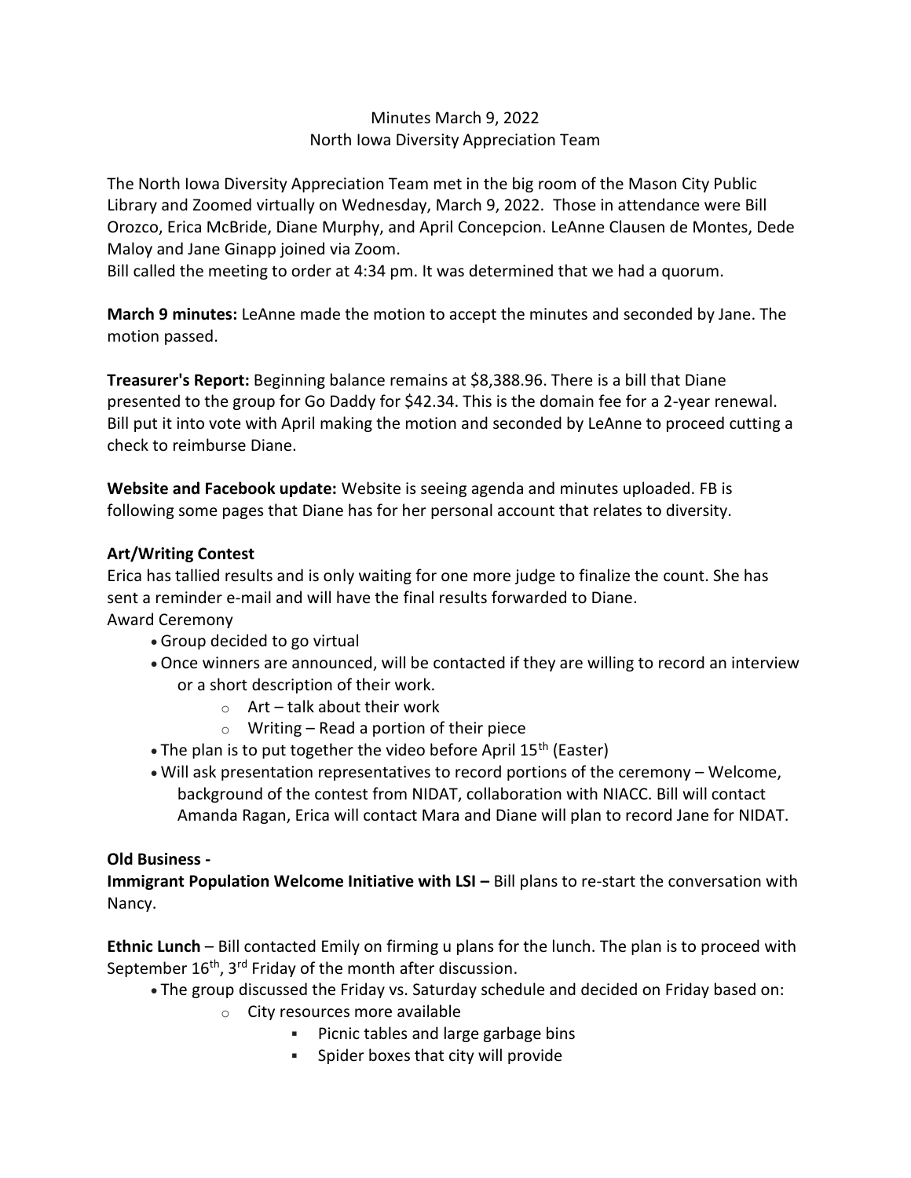Minutes March 9, 2022
North Iowa Diversity Appreciation Team

The North Iowa Diversity Appreciation Team met in the big room of the Mason City Public Library and Zoomed virtually on Wednesday, March 9, 2022. Those in attendance were Bill Orozco, Erica McBride, Diane Murphy, and April Concepcion. LeAnne Clausen de Montes, Dede Maloy and Jane Ginapp joined via Zoom.
Bill called the meeting to order at 4:34 pm. It was determined that we had a quorum.

**March 9 minutes:** LeAnne made the motion to accept the minutes and seconded by Jane. The motion passed.

**Treasurer's Report:** Beginning balance remains at $8,388.96. There is a bill that Diane presented to the group for Go Daddy for $42.34. This is the domain fee for a 2-year renewal. Bill put it into vote with April making the motion and seconded by LeAnne to proceed cutting a check to reimburse Diane.

**Website and Facebook update:** Website is seeing agenda and minutes uploaded. FB is following some pages that Diane has for her personal account that relates to diversity.

**Art/Writing Contest**

Erica has tallied results and is only waiting for one more judge to finalize the count. She has sent a reminder e-mail and will have the final results forwarded to Diane.
Award Ceremony

- Group decided to go virtual
- Once winners are announced, will be contacted if they are willing to record an interview or a short description of their work.
  - Art – talk about their work
  - Writing – Read a portion of their piece
- The plan is to put together the video before April 15th (Easter)
- Will ask presentation representatives to record portions of the ceremony – Welcome, background of the contest from NIDAT, collaboration with NIACC. Bill will contact Amanda Ragan, Erica will contact Mara and Diane will plan to record Jane for NIDAT.

**Old Business -**

**Immigrant Population Welcome Initiative with LSI –** Bill plans to re-start the conversation with Nancy.

**Ethnic Lunch** – Bill contacted Emily on firming u plans for the lunch. The plan is to proceed with September 16th, 3rd Friday of the month after discussion.

- The group discussed the Friday vs. Saturday schedule and decided on Friday based on:
  - City resources more available
    - Picnic tables and large garbage bins
    - Spider boxes that city will provide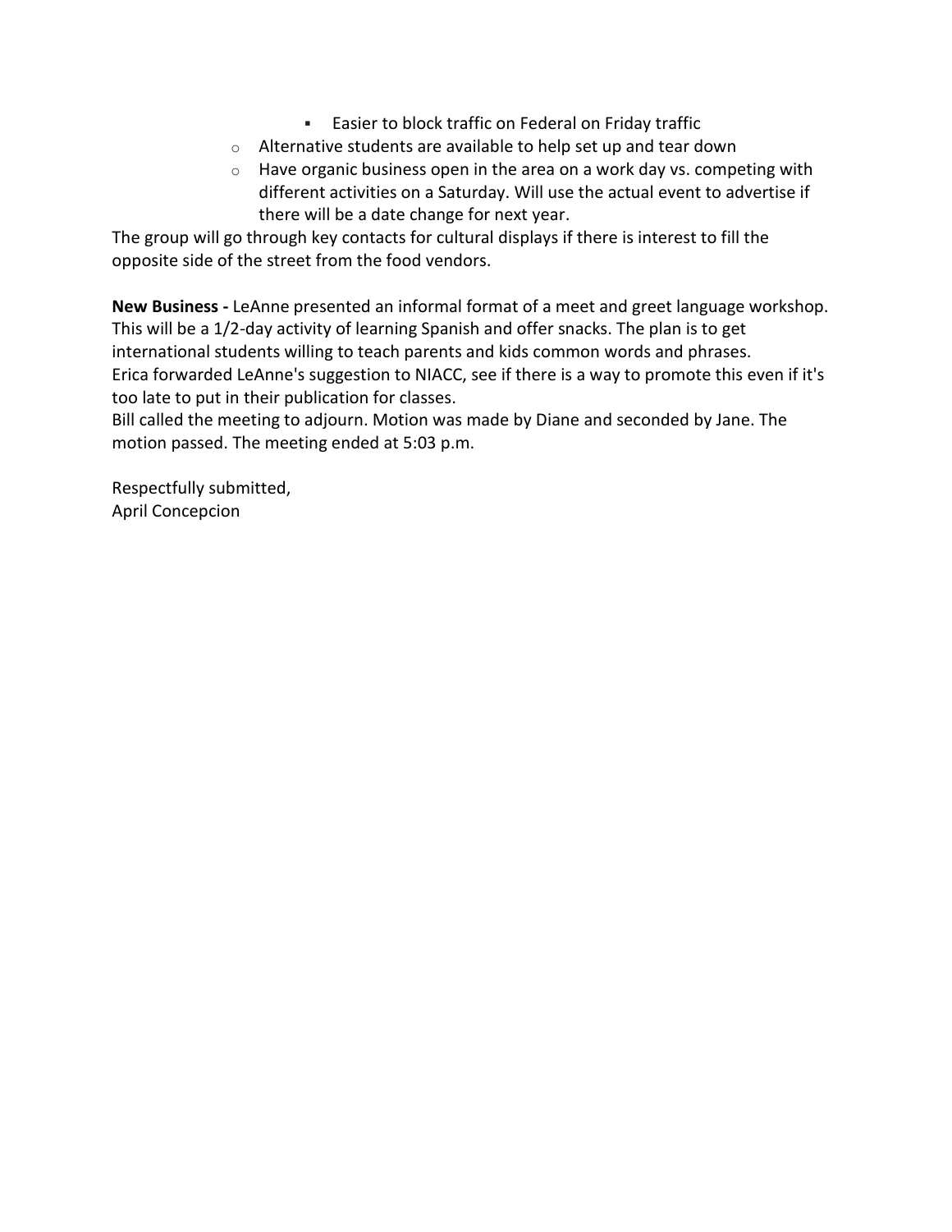- Easier to block traffic on Federal on Friday traffic
    - Alternative students are available to help set up and tear down
    - Have organic business open in the area on a work day vs. competing with different activities on a Saturday. Will use the actual event to advertise if there will be a date change for next year.

The group will go through key contacts for cultural displays if there is interest to fill the opposite side of the street from the food vendors.

**New Business -** LeAnne presented an informal format of a meet and greet language workshop. This will be a 1/2-day activity of learning Spanish and offer snacks. The plan is to get international students willing to teach parents and kids common words and phrases.
Erica forwarded LeAnne's suggestion to NIACC, see if there is a way to promote this even if it's too late to put in their publication for classes.
Bill called the meeting to adjourn. Motion was made by Diane and seconded by Jane. The motion passed. The meeting ended at 5:03 p.m.

Respectfully submitted,
April Concepcion